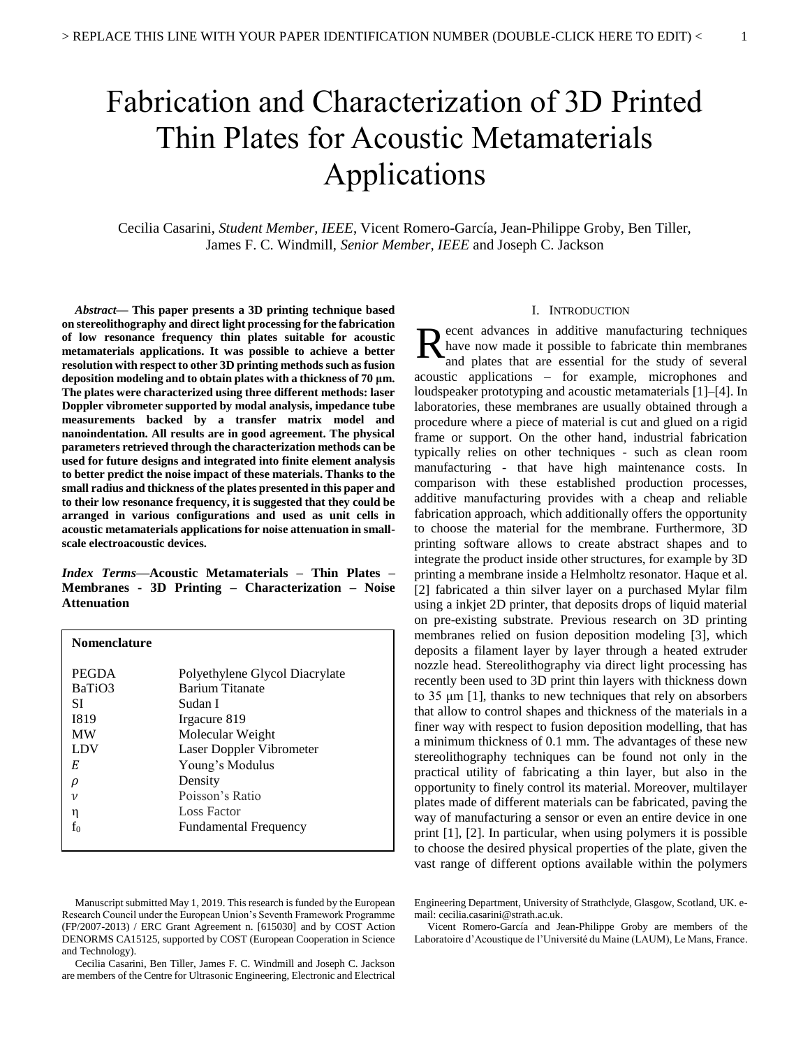# Fabrication and Characterization of 3D Printed Thin Plates for Acoustic Metamaterials Applications

Cecilia Casarini, *Student Member, IEEE*, Vicent Romero-García, Jean-Philippe Groby, Ben Tiller, James F. C. Windmill, *Senior Member, IEEE* and Joseph C. Jackson

***Abstract*— This paper presents a 3D printing technique based on stereolithography and direct light processing for the fabrication of low resonance frequency thin plates suitable for acoustic metamaterials applications. It was possible to achieve a better resolution with respect to other 3D printing methods such as fusion deposition modeling and to obtain plates with a thickness of 70 µm. The plates were characterized using three different methods: laser Doppler vibrometer supported by modal analysis, impedance tube measurements backed by a transfer matrix model and nanoindentation. All results are in good agreement. The physical parameters retrieved through the characterization methods can be used for future designs and integrated into finite element analysis to better predict the noise impact of these materials. Thanks to the small radius and thickness of the plates presented in this paper and to their low resonance frequency, it is suggested that they could be arranged in various configurations and used as unit cells in acoustic metamaterials applications for noise attenuation in small-scale electroacoustic devices.**

***Index Terms*—Acoustic Metamaterials – Thin Plates – Membranes - 3D Printing – Characterization – Noise Attenuation**

| **Nomenclature** | |
|---|---|
| PEGDA | Polyethylene Glycol Diacrylate |
| $BaTiO_3$ | Barium Titanate |
| SI | Sudan I |
| I819 | Irgacure 819 |
| MW | Molecular Weight |
| LDV | Laser Doppler Vibrometer |
| $E$ | Young's Modulus |
| $\rho$ | Density |
| $\nu$ | Poisson's Ratio |
| $\eta$ | Loss Factor |
| $f_0$ | Fundamental Frequency |

Manuscript submitted May 1, 2019. This research is funded by the European Research Council under the European Union's Seventh Framework Programme (FP/2007-2013) / ERC Grant Agreement n. [615030] and by COST Action DENORMS CA15125, supported by COST (European Cooperation in Science and Technology).

Cecilia Casarini, Ben Tiller, James F. C. Windmill and Joseph C. Jackson are members of the Centre for Ultrasonic Engineering, Electronic and Electrical Engineering Department, University of Strathclyde, Glasgow, Scotland, UK. e-mail: cecilia.casarini@strath.ac.uk.

Vicent Romero-García and Jean-Philippe Groby are members of the Laboratoire d'Acoustique de l'Université du Maine (LAUM), Le Mans, France.

## I. Introduction

Recent advances in additive manufacturing techniques have now made it possible to fabricate thin membranes and plates that are essential for the study of several acoustic applications – for example, microphones and loudspeaker prototyping and acoustic metamaterials [1]–[4]. In laboratories, these membranes are usually obtained through a procedure where a piece of material is cut and glued on a rigid frame or support. On the other hand, industrial fabrication typically relies on other techniques - such as clean room manufacturing - that have high maintenance costs. In comparison with these established production processes, additive manufacturing provides with a cheap and reliable fabrication approach, which additionally offers the opportunity to choose the material for the membrane. Furthermore, 3D printing software allows to create abstract shapes and to integrate the product inside other structures, for example by 3D printing a membrane inside a Helmholtz resonator. Haque et al. [2] fabricated a thin silver layer on a purchased Mylar film using a inkjet 2D printer, that deposits drops of liquid material on pre-existing substrate. Previous research on 3D printing membranes relied on fusion deposition modeling [3], which deposits a filament layer by layer through a heated extruder nozzle head. Stereolithography via direct light processing has recently been used to 3D print thin layers with thickness down to 35 µm [1], thanks to new techniques that rely on absorbers that allow to control shapes and thickness of the materials in a finer way with respect to fusion deposition modelling, that has a minimum thickness of 0.1 mm. The advantages of these new stereolithography techniques can be found not only in the practical utility of fabricating a thin layer, but also in the opportunity to finely control its material. Moreover, multilayer plates made of different materials can be fabricated, paving the way of manufacturing a sensor or even an entire device in one print [1], [2]. In particular, when using polymers it is possible to choose the desired physical properties of the plate, given the vast range of different options available within the polymers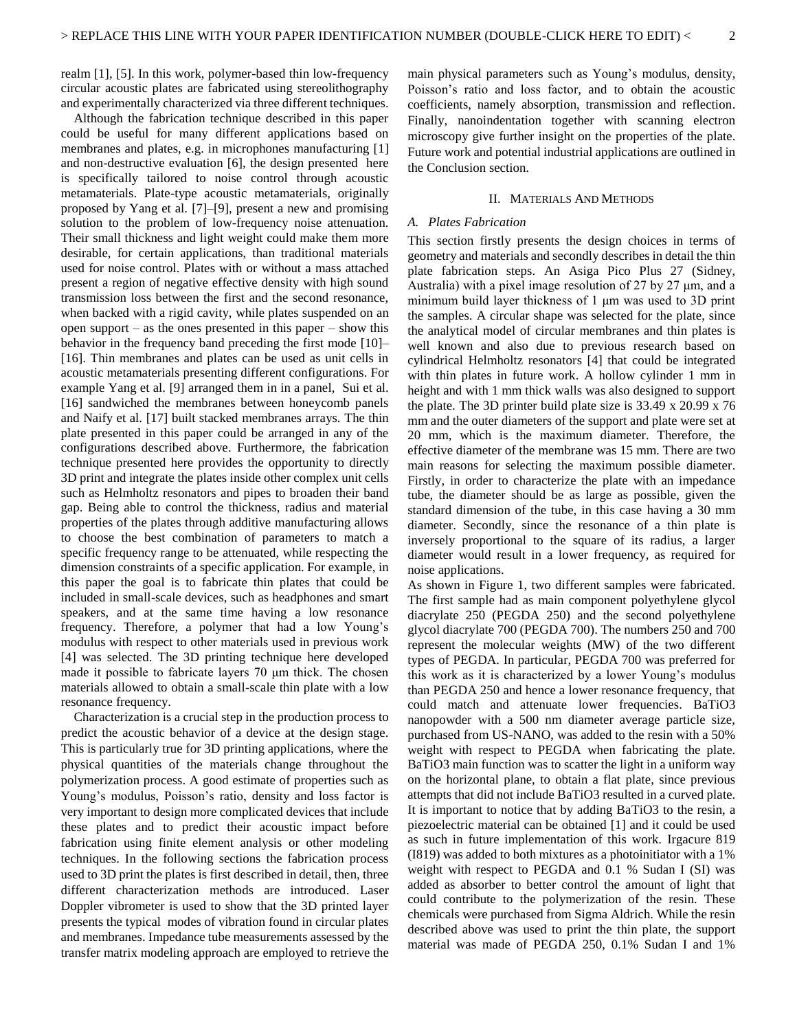realm [1], [5]. In this work, polymer-based thin low-frequency circular acoustic plates are fabricated using stereolithography and experimentally characterized via three different techniques.

Although the fabrication technique described in this paper could be useful for many different applications based on membranes and plates, e.g. in microphones manufacturing [1] and non-destructive evaluation [6], the design presented here is specifically tailored to noise control through acoustic metamaterials. Plate-type acoustic metamaterials, originally proposed by Yang et al. [7]–[9], present a new and promising solution to the problem of low-frequency noise attenuation. Their small thickness and light weight could make them more desirable, for certain applications, than traditional materials used for noise control. Plates with or without a mass attached present a region of negative effective density with high sound transmission loss between the first and the second resonance, when backed with a rigid cavity, while plates suspended on an open support – as the ones presented in this paper – show this behavior in the frequency band preceding the first mode [10]–[16]. Thin membranes and plates can be used as unit cells in acoustic metamaterials presenting different configurations. For example Yang et al. [9] arranged them in in a panel, Sui et al. [16] sandwiched the membranes between honeycomb panels and Naify et al. [17] built stacked membranes arrays. The thin plate presented in this paper could be arranged in any of the configurations described above. Furthermore, the fabrication technique presented here provides the opportunity to directly 3D print and integrate the plates inside other complex unit cells such as Helmholtz resonators and pipes to broaden their band gap. Being able to control the thickness, radius and material properties of the plates through additive manufacturing allows to choose the best combination of parameters to match a specific frequency range to be attenuated, while respecting the dimension constraints of a specific application. For example, in this paper the goal is to fabricate thin plates that could be included in small-scale devices, such as headphones and smart speakers, and at the same time having a low resonance frequency. Therefore, a polymer that had a low Young's modulus with respect to other materials used in previous work [4] was selected. The 3D printing technique here developed made it possible to fabricate layers 70 μm thick. The chosen materials allowed to obtain a small-scale thin plate with a low resonance frequency.

Characterization is a crucial step in the production process to predict the acoustic behavior of a device at the design stage. This is particularly true for 3D printing applications, where the physical quantities of the materials change throughout the polymerization process. A good estimate of properties such as Young's modulus, Poisson's ratio, density and loss factor is very important to design more complicated devices that include these plates and to predict their acoustic impact before fabrication using finite element analysis or other modeling techniques. In the following sections the fabrication process used to 3D print the plates is first described in detail, then, three different characterization methods are introduced. Laser Doppler vibrometer is used to show that the 3D printed layer presents the typical modes of vibration found in circular plates and membranes. Impedance tube measurements assessed by the transfer matrix modeling approach are employed to retrieve the main physical parameters such as Young's modulus, density, Poisson's ratio and loss factor, and to obtain the acoustic coefficients, namely absorption, transmission and reflection. Finally, nanoindentation together with scanning electron microscopy give further insight on the properties of the plate. Future work and potential industrial applications are outlined in the Conclusion section.

## II. Materials And Methods

### A. Plates Fabrication

This section firstly presents the design choices in terms of geometry and materials and secondly describes in detail the thin plate fabrication steps. An Asiga Pico Plus 27 (Sidney, Australia) with a pixel image resolution of 27 by 27 μm, and a minimum build layer thickness of 1 μm was used to 3D print the samples. A circular shape was selected for the plate, since the analytical model of circular membranes and thin plates is well known and also due to previous research based on cylindrical Helmholtz resonators [4] that could be integrated with thin plates in future work. A hollow cylinder 1 mm in height and with 1 mm thick walls was also designed to support the plate. The 3D printer build plate size is 33.49 x 20.99 x 76 mm and the outer diameters of the support and plate were set at 20 mm, which is the maximum diameter. Therefore, the effective diameter of the membrane was 15 mm. There are two main reasons for selecting the maximum possible diameter. Firstly, in order to characterize the plate with an impedance tube, the diameter should be as large as possible, given the standard dimension of the tube, in this case having a 30 mm diameter. Secondly, since the resonance of a thin plate is inversely proportional to the square of its radius, a larger diameter would result in a lower frequency, as required for noise applications.

As shown in Figure 1, two different samples were fabricated. The first sample had as main component polyethylene glycol diacrylate 250 (PEGDA 250) and the second polyethylene glycol diacrylate 700 (PEGDA 700). The numbers 250 and 700 represent the molecular weights (MW) of the two different types of PEGDA. In particular, PEGDA 700 was preferred for this work as it is characterized by a lower Young's modulus than PEGDA 250 and hence a lower resonance frequency, that could match and attenuate lower frequencies. $BaTiO_3$ nanopowder with a 500 nm diameter average particle size, purchased from US-NANO, was added to the resin with a 50% weight with respect to PEGDA when fabricating the plate. $BaTiO_3$ main function was to scatter the light in a uniform way on the horizontal plane, to obtain a flat plate, since previous attempts that did not include $BaTiO_3$ resulted in a curved plate. It is important to notice that by adding $BaTiO_3$ to the resin, a piezoelectric material can be obtained [1] and it could be used as such in future implementation of this work. Irgacure 819 (I819) was added to both mixtures as a photoinitiator with a 1% weight with respect to PEGDA and 0.1 % Sudan I (SI) was added as absorber to better control the amount of light that could contribute to the polymerization of the resin. These chemicals were purchased from Sigma Aldrich. While the resin described above was used to print the thin plate, the support material was made of PEGDA 250, 0.1% Sudan I and 1%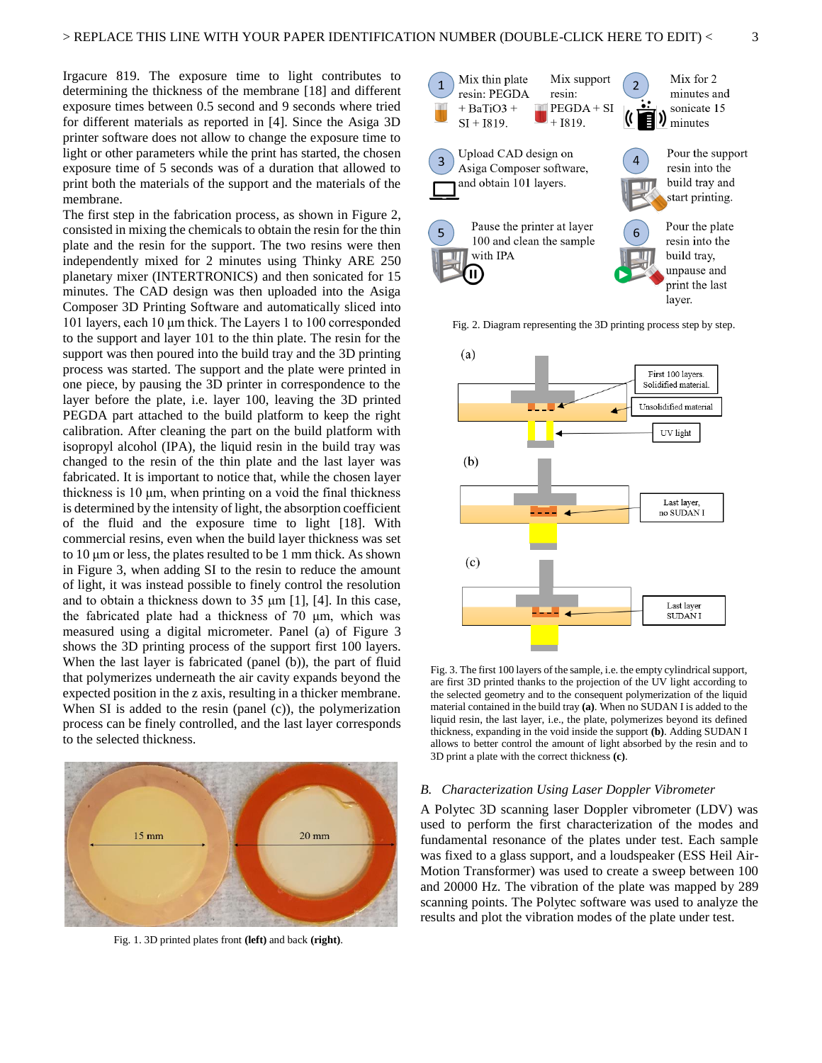Irgacure 819. The exposure time to light contributes to determining the thickness of the membrane [18] and different exposure times between 0.5 second and 9 seconds where tried for different materials as reported in [4]. Since the Asiga 3D printer software does not allow to change the exposure time to light or other parameters while the print has started, the chosen exposure time of 5 seconds was of a duration that allowed to print both the materials of the support and the materials of the membrane.

The first step in the fabrication process, as shown in Figure 2, consisted in mixing the chemicals to obtain the resin for the thin plate and the resin for the support. The two resins were then independently mixed for 2 minutes using Thinky ARE 250 planetary mixer (INTERTRONICS) and then sonicated for 15 minutes. The CAD design was then uploaded into the Asiga Composer 3D Printing Software and automatically sliced into 101 layers, each 10 µm thick. The Layers 1 to 100 corresponded to the support and layer 101 to the thin plate. The resin for the support was then poured into the build tray and the 3D printing process was started. The support and the plate were printed in one piece, by pausing the 3D printer in correspondence to the layer before the plate, i.e. layer 100, leaving the 3D printed PEGDA part attached to the build platform to keep the right calibration. After cleaning the part on the build platform with isopropyl alcohol (IPA), the liquid resin in the build tray was changed to the resin of the thin plate and the last layer was fabricated. It is important to notice that, while the chosen layer thickness is 10 µm, when printing on a void the final thickness is determined by the intensity of light, the absorption coefficient of the fluid and the exposure time to light [18]. With commercial resins, even when the build layer thickness was set to 10 µm or less, the plates resulted to be 1 mm thick. As shown in Figure 3, when adding SI to the resin to reduce the amount of light, it was instead possible to finely control the resolution and to obtain a thickness down to 35 µm [1], [4]. In this case, the fabricated plate had a thickness of 70 µm, which was measured using a digital micrometer. Panel (a) of Figure 3 shows the 3D printing process of the support first 100 layers. When the last layer is fabricated (panel (b)), the part of fluid that polymerizes underneath the air cavity expands beyond the expected position in the z axis, resulting in a thicker membrane. When SI is added to the resin (panel (c)), the polymerization process can be finely controlled, and the last layer corresponds to the selected thickness.

Fig. 1. 3D printed plates front **(left)** and back **(right)**.

Fig. 2. Diagram representing the 3D printing process step by step.

Fig. 3. The first 100 layers of the sample, i.e. the empty cylindrical support, are first 3D printed thanks to the projection of the UV light according to the selected geometry and to the consequent polymerization of the liquid material contained in the build tray **(a)**. When no SUDAN I is added to the liquid resin, the last layer, i.e., the plate, polymerizes beyond its defined thickness, expanding in the void inside the support **(b)**. Adding SUDAN I allows to better control the amount of light absorbed by the resin and to 3D print a plate with the correct thickness **(c)**.

## *B. Characterization Using Laser Doppler Vibrometer*

A Polytec 3D scanning laser Doppler vibrometer (LDV) was used to perform the first characterization of the modes and fundamental resonance of the plates under test. Each sample was fixed to a glass support, and a loudspeaker (ESS Heil Air-Motion Transformer) was used to create a sweep between 100 and 20000 Hz. The vibration of the plate was mapped by 289 scanning points. The Polytec software was used to analyze the results and plot the vibration modes of the plate under test.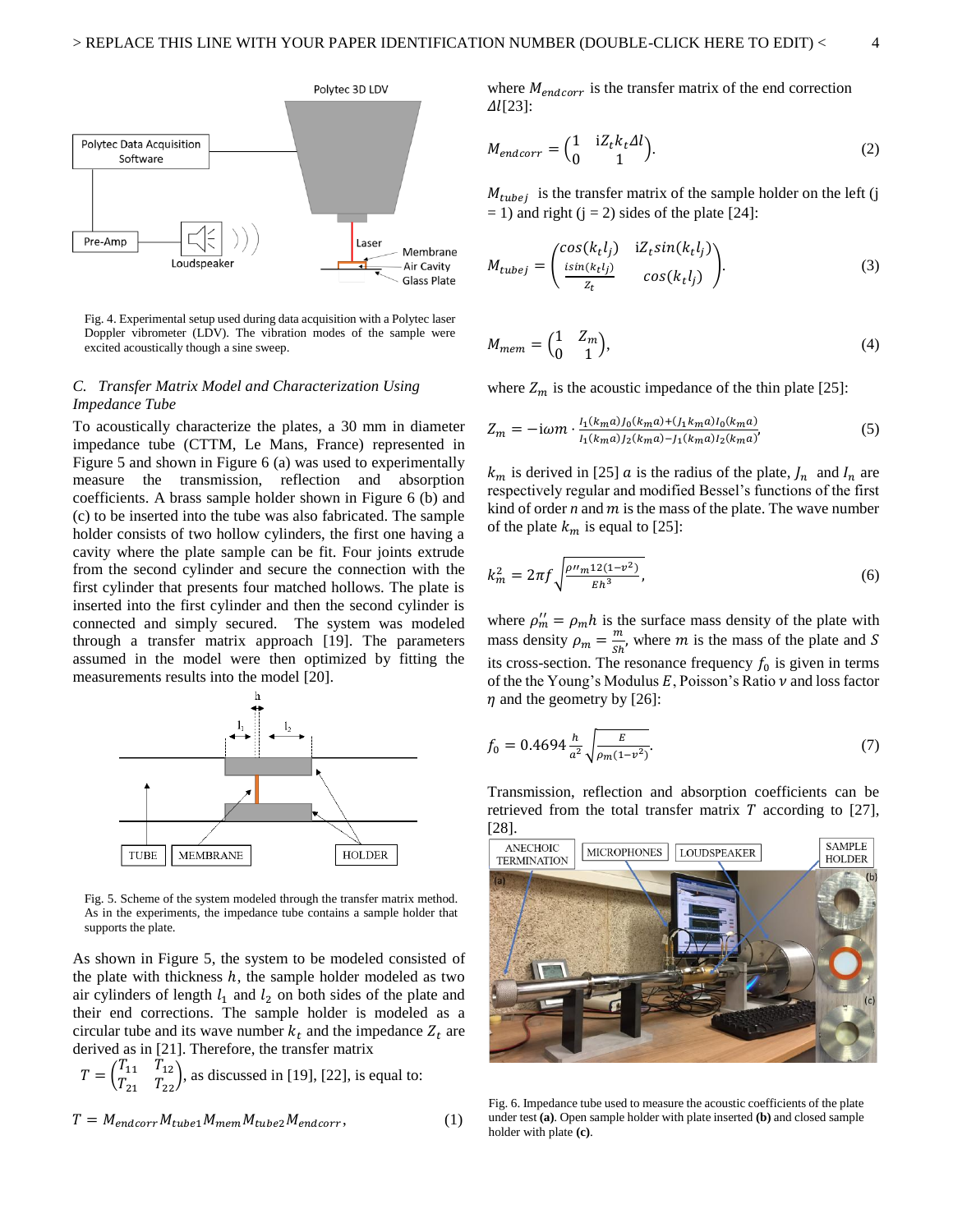Fig. 4. Experimental setup used during data acquisition with a Polytec laser Doppler vibrometer (LDV). The vibration modes of the sample were excited acoustically though a sine sweep.

### *C. Transfer Matrix Model and Characterization Using Impedance Tube*

To acoustically characterize the plates, a 30 mm in diameter impedance tube (CTTM, Le Mans, France) represented in Figure 5 and shown in Figure 6 (a) was used to experimentally measure the transmission, reflection and absorption coefficients. A brass sample holder shown in Figure 6 (b) and (c) to be inserted into the tube was also fabricated. The sample holder consists of two hollow cylinders, the first one having a cavity where the plate sample can be fit. Four joints extrude from the second cylinder and secure the connection with the first cylinder that presents four matched hollows. The plate is inserted into the first cylinder and then the second cylinder is connected and simply secured. The system was modeled through a transfer matrix approach [19]. The parameters assumed in the model were then optimized by fitting the measurements results into the model [20].

Fig. 5. Scheme of the system modeled through the transfer matrix method. As in the experiments, the impedance tube contains a sample holder that supports the plate.

As shown in Figure 5, the system to be modeled consisted of the plate with thickness $h$, the sample holder modeled as two air cylinders of length $l_1$ and $l_2$ on both sides of the plate and their end corrections. The sample holder is modeled as a circular tube and its wave number $k_t$ and the impedance $Z_t$ are derived as in [21]. Therefore, the transfer matrix $T = \begin{pmatrix} T_{11} & T_{12} \\ T_{21} & T_{22} \end{pmatrix}$, as discussed in [19], [22], is equal to:

$$T = M_{endcorr} M_{tube1} M_{mem} M_{tube2} M_{endcorr}, \tag{1}$$

where $M_{endcorr}$ is the transfer matrix of the end correction $\Delta l$[23]:

$$M_{endcorr} = \begin{pmatrix} 1 & \mathrm{i} Z_t k_t \Delta l \\ 0 & 1 \end{pmatrix}. \tag{2}$$

$M_{tubej}$ is the transfer matrix of the sample holder on the left (j = 1) and right (j = 2) sides of the plate [24]:

$$M_{tubej} = \begin{pmatrix} \cos(k_t l_j) & \mathrm{i} Z_t \sin(k_t l_j) \\ \frac{\mathrm{i} \sin(k_t l_j)}{Z_t} & \cos(k_t l_j) \end{pmatrix}. \tag{3}$$

$$M_{mem} = \begin{pmatrix} 1 & Z_m \\ 0 & 1 \end{pmatrix}, \tag{4}$$

where $Z_m$ is the acoustic impedance of the thin plate [25]:

$$Z_m = -\mathrm{i}\omega m \cdot \frac{I_1(k_m a) J_0(k_m a) + (J_1 k_m a) I_0(k_m a)}{I_1(k_m a) J_2(k_m a) - J_1(k_m a) I_2(k_m a)}, \tag{5}$$

$k_m$ is derived in [25] $a$ is the radius of the plate, $J_n$ and $I_n$ are respectively regular and modified Bessel's functions of the first kind of order $n$ and $m$ is the mass of the plate. The wave number of the plate $k_m$ is equal to [25]:

$$k_m^2 = 2\pi f \sqrt{\frac{\rho''_m 12(1-\nu^2)}{E h^3}}, \tag{6}$$

where $\rho''_m = \rho_m h$ is the surface mass density of the plate with mass density $\rho_m = \frac{m}{Sh}$, where $m$ is the mass of the plate and $S$ its cross-section. The resonance frequency $f_0$ is given in terms of the the Young's Modulus $E$, Poisson's Ratio $\nu$ and loss factor $\eta$ and the geometry by [26]:

$$f_0 = 0.4694 \frac{h}{a^2} \sqrt{\frac{E}{\rho_m (1-\nu^2)}}. \tag{7}$$

Transmission, reflection and absorption coefficients can be retrieved from the total transfer matrix $T$ according to [27], [28].

Fig. 6. Impedance tube used to measure the acoustic coefficients of the plate under test **(a)**. Open sample holder with plate inserted **(b)** and closed sample holder with plate **(c)**.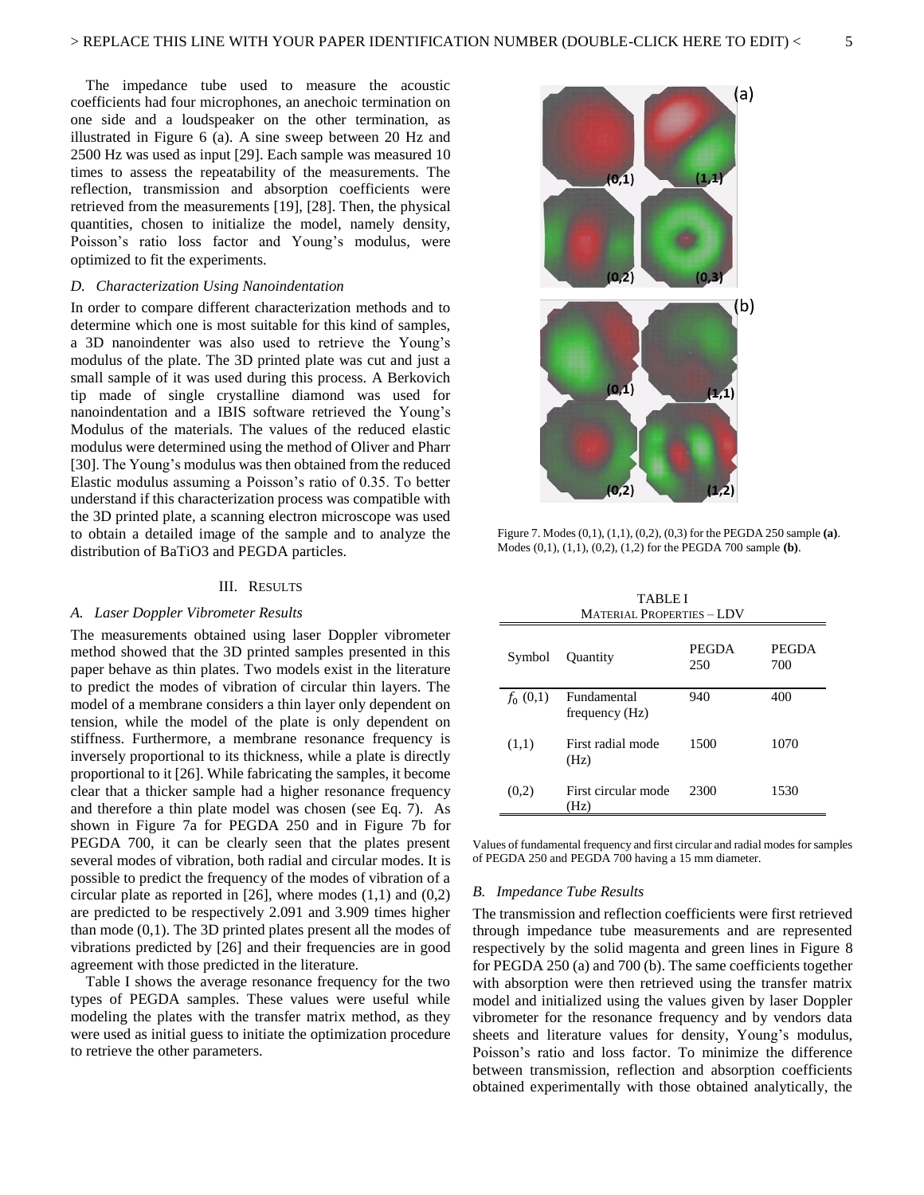The impedance tube used to measure the acoustic coefficients had four microphones, an anechoic termination on one side and a loudspeaker on the other termination, as illustrated in Figure 6 (a). A sine sweep between 20 Hz and 2500 Hz was used as input [29]. Each sample was measured 10 times to assess the repeatability of the measurements. The reflection, transmission and absorption coefficients were retrieved from the measurements [19], [28]. Then, the physical quantities, chosen to initialize the model, namely density, Poisson's ratio loss factor and Young's modulus, were optimized to fit the experiments.

### D. Characterization Using Nanoindentation

In order to compare different characterization methods and to determine which one is most suitable for this kind of samples, a 3D nanoindenter was also used to retrieve the Young's modulus of the plate. The 3D printed plate was cut and just a small sample of it was used during this process. A Berkovich tip made of single crystalline diamond was used for nanoindentation and a IBIS software retrieved the Young's Modulus of the materials. The values of the reduced elastic modulus were determined using the method of Oliver and Pharr [30]. The Young's modulus was then obtained from the reduced Elastic modulus assuming a Poisson's ratio of 0.35. To better understand if this characterization process was compatible with the 3D printed plate, a scanning electron microscope was used to obtain a detailed image of the sample and to analyze the distribution of $BaTiO_3$ and PEGDA particles.

## III. Results

### A. Laser Doppler Vibrometer Results

The measurements obtained using laser Doppler vibrometer method showed that the 3D printed samples presented in this paper behave as thin plates. Two models exist in the literature to predict the modes of vibration of circular thin layers. The model of a membrane considers a thin layer only dependent on tension, while the model of the plate is only dependent on stiffness. Furthermore, a membrane resonance frequency is inversely proportional to its thickness, while a plate is directly proportional to it [26]. While fabricating the samples, it become clear that a thicker sample had a higher resonance frequency and therefore a thin plate model was chosen (see Eq. 7). As shown in Figure 7a for PEGDA 250 and in Figure 7b for PEGDA 700, it can be clearly seen that the plates present several modes of vibration, both radial and circular modes. It is possible to predict the frequency of the modes of vibration of a circular plate as reported in [26], where modes (1,1) and (0,2) are predicted to be respectively 2.091 and 3.909 times higher than mode (0,1). The 3D printed plates present all the modes of vibrations predicted by [26] and their frequencies are in good agreement with those predicted in the literature.

Table I shows the average resonance frequency for the two types of PEGDA samples. These values were useful while modeling the plates with the transfer matrix method, as they were used as initial guess to initiate the optimization procedure to retrieve the other parameters.

Figure 7. Modes (0,1), (1,1), (0,2), (0,3) for the PEGDA 250 sample **(a)**. Modes (0,1), (1,1), (0,2), (1,2) for the PEGDA 700 sample **(b)**.

TABLE I
MATERIAL PROPERTIES – LDV

| Symbol | Quantity | PEGDA 250 | PEGDA 700 |
|---|---|---|---|
| $f_0$ (0,1) | Fundamental frequency (Hz) | 940 | 400 |
| (1,1) | First radial mode (Hz) | 1500 | 1070 |
| (0,2) | First circular mode (Hz) | 2300 | 1530 |

Values of fundamental frequency and first circular and radial modes for samples of PEGDA 250 and PEGDA 700 having a 15 mm diameter.

### B. Impedance Tube Results

The transmission and reflection coefficients were first retrieved through impedance tube measurements and are represented respectively by the solid magenta and green lines in Figure 8 for PEGDA 250 (a) and 700 (b). The same coefficients together with absorption were then retrieved using the transfer matrix model and initialized using the values given by laser Doppler vibrometer for the resonance frequency and by vendors data sheets and literature values for density, Young's modulus, Poisson's ratio and loss factor. To minimize the difference between transmission, reflection and absorption coefficients obtained experimentally with those obtained analytically, the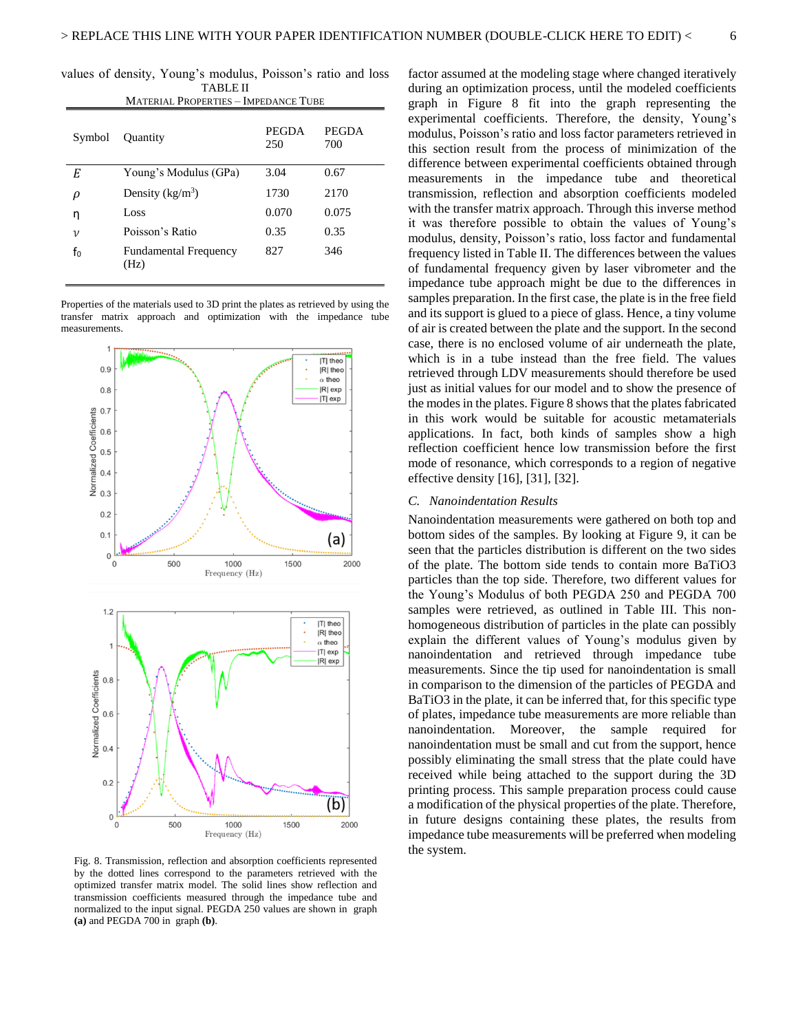values of density, Young's modulus, Poisson's ratio and loss factor assumed at the modeling stage where changed iteratively during an optimization process, until the modeled coefficients graph in Figure 8 fit into the graph representing the experimental coefficients. Therefore, the density, Young's modulus, Poisson's ratio and loss factor parameters retrieved in this section result from the process of minimization of the difference between experimental coefficients obtained through measurements in the impedance tube and theoretical transmission, reflection and absorption coefficients modeled with the transfer matrix approach. Through this inverse method it was therefore possible to obtain the values of Young's modulus, density, Poisson's ratio, loss factor and fundamental frequency listed in Table II. The differences between the values of fundamental frequency given by laser vibrometer and the impedance tube approach might be due to the differences in samples preparation. In the first case, the plate is in the free field and its support is glued to a piece of glass. Hence, a tiny volume of air is created between the plate and the support. In the second case, there is no enclosed volume of air underneath the plate, which is in a tube instead than the free field. The values retrieved through LDV measurements should therefore be used just as initial values for our model and to show the presence of the modes in the plates. Figure 8 shows that the plates fabricated in this work would be suitable for acoustic metamaterials applications. In fact, both kinds of samples show a high reflection coefficient hence low transmission before the first mode of resonance, which corresponds to a region of negative effective density [16], [31], [32].

TABLE II
MATERIAL PROPERTIES – IMPEDANCE TUBE

| Symbol | Quantity | PEGDA 250 | PEGDA 700 |
|---|---|---|---|
| $E$ | Young's Modulus (GPa) | 3.04 | 0.67 |
| $\rho$ | Density (kg/m$^3$) | 1730 | 2170 |
| $\eta$ | Loss | 0.070 | 0.075 |
| $\nu$ | Poisson's Ratio | 0.35 | 0.35 |
| $f_0$ | Fundamental Frequency (Hz) | 827 | 346 |

Properties of the materials used to 3D print the plates as retrieved by using the transfer matrix approach and optimization with the impedance tube measurements.

Fig. 8. Transmission, reflection and absorption coefficients represented by the dotted lines correspond to the parameters retrieved with the optimized transfer matrix model. The solid lines show reflection and transmission coefficients measured through the impedance tube and normalized to the input signal. PEGDA 250 values are shown in graph **(a)** and PEGDA 700 in graph **(b)**.

### C. Nanoindentation Results

Nanoindentation measurements were gathered on both top and bottom sides of the samples. By looking at Figure 9, it can be seen that the particles distribution is different on the two sides of the plate. The bottom side tends to contain more $BaTiO_3$ particles than the top side. Therefore, two different values for the Young's Modulus of both PEGDA 250 and PEGDA 700 samples were retrieved, as outlined in Table III. This non-homogeneous distribution of particles in the plate can possibly explain the different values of Young's modulus given by nanoindentation and retrieved through impedance tube measurements. Since the tip used for nanoindentation is small in comparison to the dimension of the particles of PEGDA and $BaTiO_3$ in the plate, it can be inferred that, for this specific type of plates, impedance tube measurements are more reliable than nanoindentation. Moreover, the sample required for nanoindentation must be small and cut from the support, hence possibly eliminating the small stress that the plate could have received while being attached to the support during the 3D printing process. This sample preparation process could cause a modification of the physical properties of the plate. Therefore, in future designs containing these plates, the results from impedance tube measurements will be preferred when modeling the system.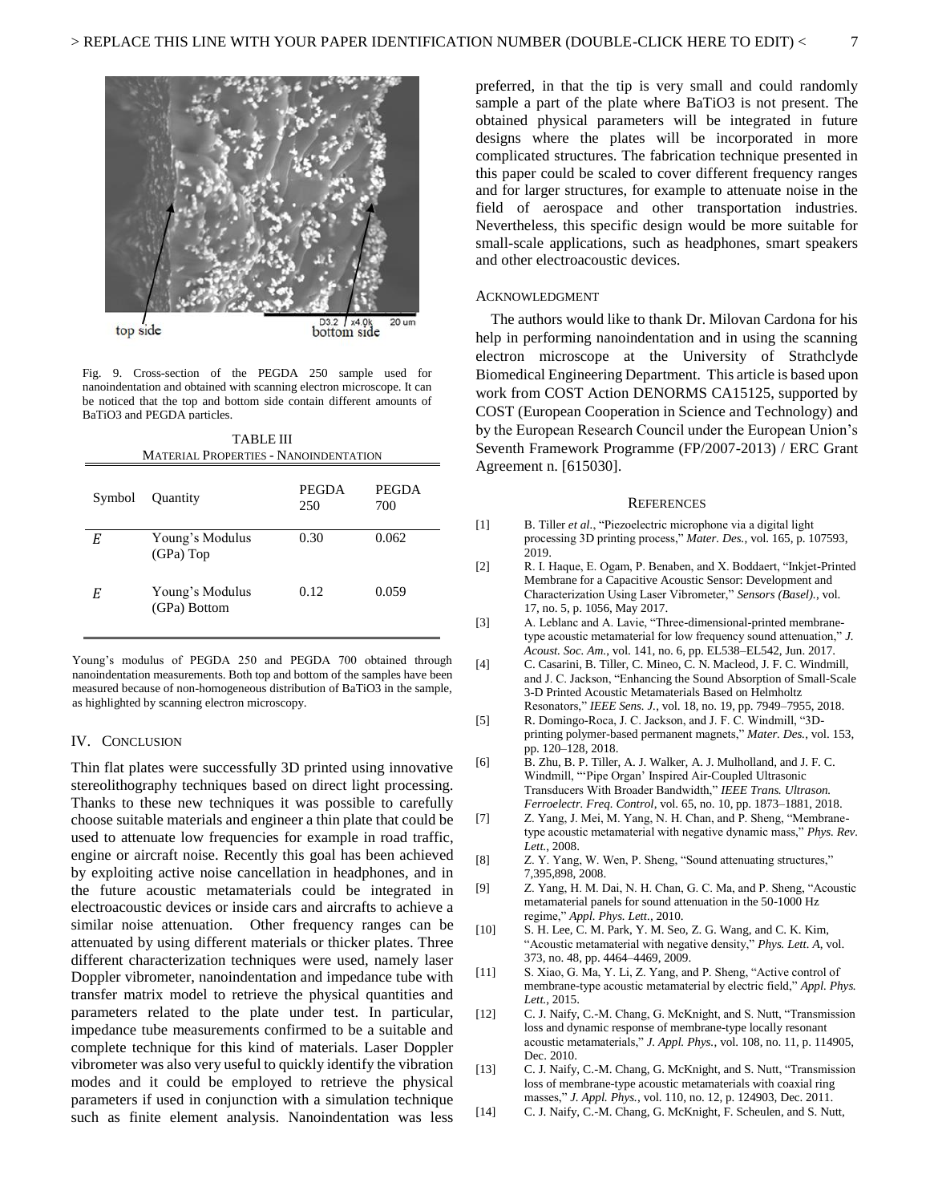Fig. 9. Cross-section of the PEGDA 250 sample used for nanoindentation and obtained with scanning electron microscope. It can be noticed that the top and bottom side contain different amounts of BaTiO3 and PEGDA particles.

TABLE III
MATERIAL PROPERTIES - NANOINDENTATION

| Symbol | Quantity | PEGDA 250 | PEGDA 700 |
|---|---|---|---|
| $E$ | Young's Modulus (GPa) Top | 0.30 | 0.062 |
| $E$ | Young's Modulus (GPa) Bottom | 0.12 | 0.059 |

Young's modulus of PEGDA 250 and PEGDA 700 obtained through nanoindentation measurements. Both top and bottom of the samples have been measured because of non-homogeneous distribution of BaTiO3 in the sample, as highlighted by scanning electron microscopy.

## IV. Conclusion

Thin flat plates were successfully 3D printed using innovative stereolithography techniques based on direct light processing. Thanks to these new techniques it was possible to carefully choose suitable materials and engineer a thin plate that could be used to attenuate low frequencies for example in road traffic, engine or aircraft noise. Recently this goal has been achieved by exploiting active noise cancellation in headphones, and in the future acoustic metamaterials could be integrated in electroacoustic devices or inside cars and aircrafts to achieve a similar noise attenuation. Other frequency ranges can be attenuated by using different materials or thicker plates. Three different characterization techniques were used, namely laser Doppler vibrometer, nanoindentation and impedance tube with transfer matrix model to retrieve the physical quantities and parameters related to the plate under test. In particular, impedance tube measurements confirmed to be a suitable and complete technique for this kind of materials. Laser Doppler vibrometer was also very useful to quickly identify the vibration modes and it could be employed to retrieve the physical parameters if used in conjunction with a simulation technique such as finite element analysis. Nanoindentation was less preferred, in that the tip is very small and could randomly sample a part of the plate where BaTiO3 is not present. The obtained physical parameters will be integrated in future designs where the plates will be incorporated in more complicated structures. The fabrication technique presented in this paper could be scaled to cover different frequency ranges and for larger structures, for example to attenuate noise in the field of aerospace and other transportation industries. Nevertheless, this specific design would be more suitable for small-scale applications, such as headphones, smart speakers and other electroacoustic devices.

## Acknowledgment

The authors would like to thank Dr. Milovan Cardona for his help in performing nanoindentation and in using the scanning electron microscope at the University of Strathclyde Biomedical Engineering Department. This article is based upon work from COST Action DENORMS CA15125, supported by COST (European Cooperation in Science and Technology) and by the European Research Council under the European Union's Seventh Framework Programme (FP/2007-2013) / ERC Grant Agreement n. [615030].

## References

[1] B. Tiller *et al*., "Piezoelectric microphone via a digital light processing 3D printing process," *Mater. Des.*, vol. 165, p. 107593, 2019.

[2] R. I. Haque, E. Ogam, P. Benaben, and X. Boddaert, "Inkjet-Printed Membrane for a Capacitive Acoustic Sensor: Development and Characterization Using Laser Vibrometer," *Sensors (Basel).*, vol. 17, no. 5, p. 1056, May 2017.

[3] A. Leblanc and A. Lavie, "Three-dimensional-printed membrane-type acoustic metamaterial for low frequency sound attenuation," *J. Acoust. Soc. Am.*, vol. 141, no. 6, pp. EL538–EL542, Jun. 2017.

[4] C. Casarini, B. Tiller, C. Mineo, C. N. Macleod, J. F. C. Windmill, and J. C. Jackson, "Enhancing the Sound Absorption of Small-Scale 3-D Printed Acoustic Metamaterials Based on Helmholtz Resonators," *IEEE Sens. J.*, vol. 18, no. 19, pp. 7949–7955, 2018.

[5] R. Domingo-Roca, J. C. Jackson, and J. F. C. Windmill, "3D-printing polymer-based permanent magnets," *Mater. Des.*, vol. 153, pp. 120–128, 2018.

[6] B. Zhu, B. P. Tiller, A. J. Walker, A. J. Mulholland, and J. F. C. Windmill, "'Pipe Organ' Inspired Air-Coupled Ultrasonic Transducers With Broader Bandwidth," *IEEE Trans. Ultrason. Ferroelectr. Freq. Control*, vol. 65, no. 10, pp. 1873–1881, 2018.

[7] Z. Yang, J. Mei, M. Yang, N. H. Chan, and P. Sheng, "Membrane-type acoustic metamaterial with negative dynamic mass," *Phys. Rev. Lett.*, 2008.

[8] Z. Y. Yang, W. Wen, P. Sheng, "Sound attenuating structures," 7,395,898, 2008.

[9] Z. Yang, H. M. Dai, N. H. Chan, G. C. Ma, and P. Sheng, "Acoustic metamaterial panels for sound attenuation in the 50-1000 Hz regime," *Appl. Phys. Lett.*, 2010.

[10] S. H. Lee, C. M. Park, Y. M. Seo, Z. G. Wang, and C. K. Kim, "Acoustic metamaterial with negative density," *Phys. Lett. A*, vol. 373, no. 48, pp. 4464–4469, 2009.

[11] S. Xiao, G. Ma, Y. Li, Z. Yang, and P. Sheng, "Active control of membrane-type acoustic metamaterial by electric field," *Appl. Phys. Lett.*, 2015.

[12] C. J. Naify, C.-M. Chang, G. McKnight, and S. Nutt, "Transmission loss and dynamic response of membrane-type locally resonant acoustic metamaterials," *J. Appl. Phys.*, vol. 108, no. 11, p. 114905, Dec. 2010.

[13] C. J. Naify, C.-M. Chang, G. McKnight, and S. Nutt, "Transmission loss of membrane-type acoustic metamaterials with coaxial ring masses," *J. Appl. Phys.*, vol. 110, no. 12, p. 124903, Dec. 2011.

[14] C. J. Naify, C.-M. Chang, G. McKnight, F. Scheulen, and S. Nutt,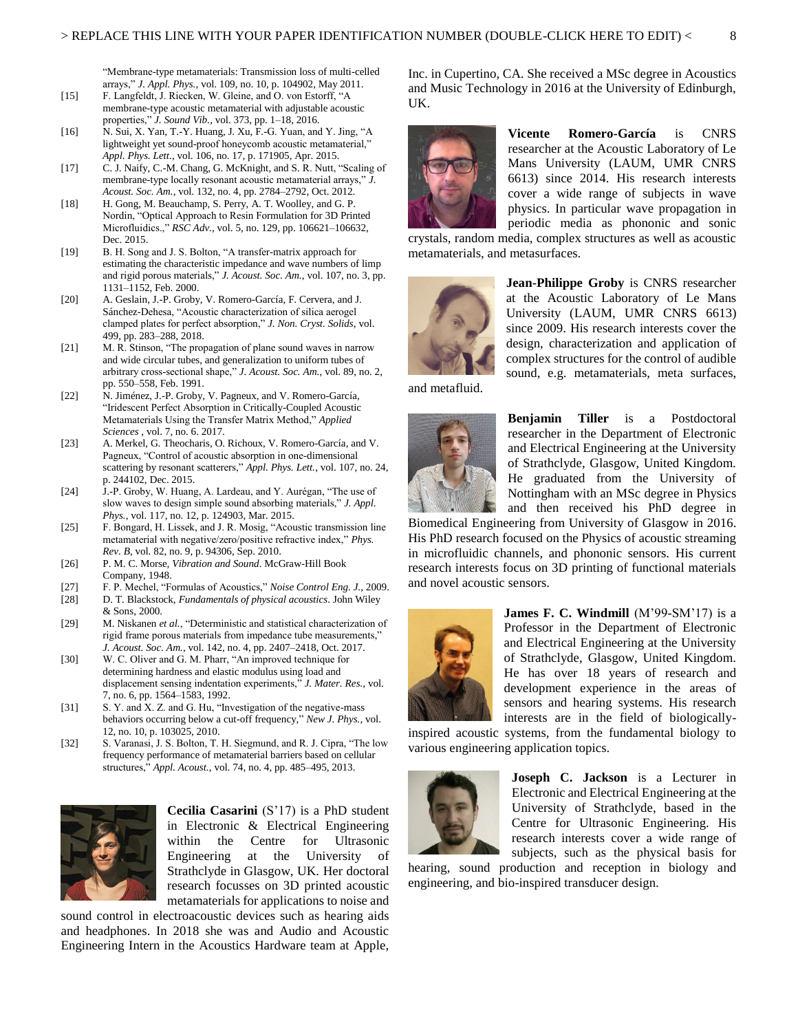"Membrane-type metamaterials: Transmission loss of multi-celled arrays," *J. Appl. Phys.*, vol. 109, no. 10, p. 104902, May 2011.

[15] F. Langfeldt, J. Riecken, W. Gleine, and O. von Estorff, "A membrane-type acoustic metamaterial with adjustable acoustic properties," *J. Sound Vib.*, vol. 373, pp. 1–18, 2016.

[16] N. Sui, X. Yan, T.-Y. Huang, J. Xu, F.-G. Yuan, and Y. Jing, "A lightweight yet sound-proof honeycomb acoustic metamaterial," *Appl. Phys. Lett.*, vol. 106, no. 17, p. 171905, Apr. 2015.

[17] C. J. Naify, C.-M. Chang, G. McKnight, and S. R. Nutt, "Scaling of membrane-type locally resonant acoustic metamaterial arrays," *J. Acoust. Soc. Am.*, vol. 132, no. 4, pp. 2784–2792, Oct. 2012.

[18] H. Gong, M. Beauchamp, S. Perry, A. T. Woolley, and G. P. Nordin, "Optical Approach to Resin Formulation for 3D Printed Microfluidics.," *RSC Adv.*, vol. 5, no. 129, pp. 106621–106632, Dec. 2015.

[19] B. H. Song and J. S. Bolton, "A transfer-matrix approach for estimating the characteristic impedance and wave numbers of limp and rigid porous materials," *J. Acoust. Soc. Am.*, vol. 107, no. 3, pp. 1131–1152, Feb. 2000.

[20] A. Geslain, J.-P. Groby, V. Romero-García, F. Cervera, and J. Sánchez-Dehesa, "Acoustic characterization of silica aerogel clamped plates for perfect absorption," *J. Non. Cryst. Solids*, vol. 499, pp. 283–288, 2018.

[21] M. R. Stinson, "The propagation of plane sound waves in narrow and wide circular tubes, and generalization to uniform tubes of arbitrary cross-sectional shape," *J. Acoust. Soc. Am.*, vol. 89, no. 2, pp. 550–558, Feb. 1991.

[22] N. Jiménez, J.-P. Groby, V. Pagneux, and V. Romero-García, "Iridescent Perfect Absorption in Critically-Coupled Acoustic Metamaterials Using the Transfer Matrix Method," *Applied Sciences* , vol. 7, no. 6. 2017.

[23] A. Merkel, G. Theocharis, O. Richoux, V. Romero-García, and V. Pagneux, "Control of acoustic absorption in one-dimensional scattering by resonant scatterers," *Appl. Phys. Lett.*, vol. 107, no. 24, p. 244102, Dec. 2015.

[24] J.-P. Groby, W. Huang, A. Lardeau, and Y. Aurégan, "The use of slow waves to design simple sound absorbing materials," *J. Appl. Phys.*, vol. 117, no. 12, p. 124903, Mar. 2015.

[25] F. Bongard, H. Lissek, and J. R. Mosig, "Acoustic transmission line metamaterial with negative/zero/positive refractive index," *Phys. Rev. B*, vol. 82, no. 9, p. 94306, Sep. 2010.

[26] P. M. C. Morse, *Vibration and Sound*. McGraw-Hill Book Company, 1948.

[27] F. P. Mechel, "Formulas of Acoustics," *Noise Control Eng. J.*, 2009.

[28] D. T. Blackstock, *Fundamentals of physical acoustics*. John Wiley & Sons, 2000.

[29] M. Niskanen *et al.*, "Deterministic and statistical characterization of rigid frame porous materials from impedance tube measurements," *J. Acoust. Soc. Am.*, vol. 142, no. 4, pp. 2407–2418, Oct. 2017.

[30] W. C. Oliver and G. M. Pharr, "An improved technique for determining hardness and elastic modulus using load and displacement sensing indentation experiments," *J. Mater. Res.*, vol. 7, no. 6, pp. 1564–1583, 1992.

[31] S. Y. and X. Z. and G. Hu, "Investigation of the negative-mass behaviors occurring below a cut-off frequency," *New J. Phys.*, vol. 12, no. 10, p. 103025, 2010.

[32] S. Varanasi, J. S. Bolton, T. H. Siegmund, and R. J. Cipra, "The low frequency performance of metamaterial barriers based on cellular structures," *Appl. Acoust.*, vol. 74, no. 4, pp. 485–495, 2013.

**Cecilia Casarini** (S'17) is a PhD student in Electronic & Electrical Engineering within the Centre for Ultrasonic Engineering at the University of Strathclyde in Glasgow, UK. Her doctoral research focusses on 3D printed acoustic metamaterials for applications to noise and sound control in electroacoustic devices such as hearing aids and headphones. In 2018 she was and Audio and Acoustic Engineering Intern in the Acoustics Hardware team at Apple, Inc. in Cupertino, CA. She received a MSc degree in Acoustics and Music Technology in 2016 at the University of Edinburgh, UK.

**Vicente Romero-García** is CNRS researcher at the Acoustic Laboratory of Le Mans University (LAUM, UMR CNRS 6613) since 2014. His research interests cover a wide range of subjects in wave physics. In particular wave propagation in periodic media as phononic and sonic crystals, random media, complex structures as well as acoustic metamaterials, and metasurfaces.

**Jean-Philippe Groby** is CNRS researcher at the Acoustic Laboratory of Le Mans University (LAUM, UMR CNRS 6613) since 2009. His research interests cover the design, characterization and application of complex structures for the control of audible sound, e.g. metamaterials, meta surfaces, and metafluid.

**Benjamin Tiller** is a Postdoctoral researcher in the Department of Electronic and Electrical Engineering at the University of Strathclyde, Glasgow, United Kingdom. He graduated from the University of Nottingham with an MSc degree in Physics and then received his PhD degree in Biomedical Engineering from University of Glasgow in 2016. His PhD research focused on the Physics of acoustic streaming in microfluidic channels, and phononic sensors. His current research interests focus on 3D printing of functional materials and novel acoustic sensors.

**James F. C. Windmill** (M'99-SM'17) is a Professor in the Department of Electronic and Electrical Engineering at the University of Strathclyde, Glasgow, United Kingdom. He has over 18 years of research and development experience in the areas of sensors and hearing systems. His research interests are in the field of biologically-inspired acoustic systems, from the fundamental biology to various engineering application topics.

**Joseph C. Jackson** is a Lecturer in Electronic and Electrical Engineering at the University of Strathclyde, based in the Centre for Ultrasonic Engineering. His research interests cover a wide range of subjects, such as the physical basis for hearing, sound production and reception in biology and engineering, and bio-inspired transducer design.